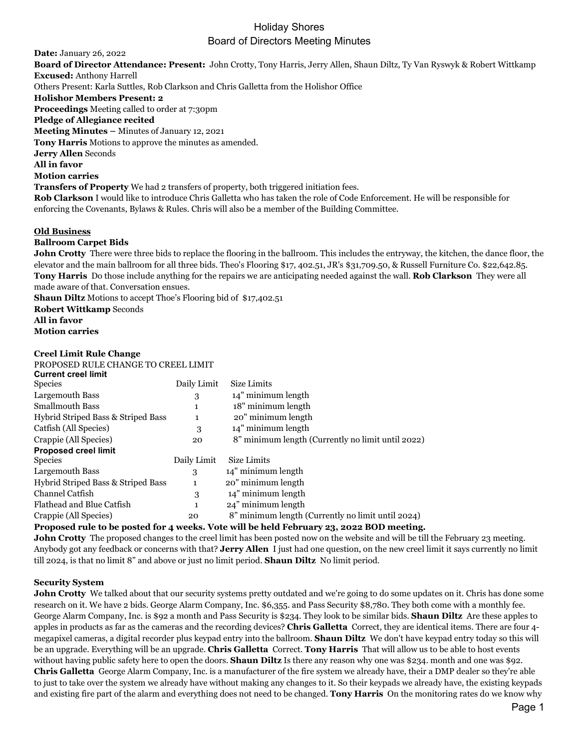# Holiday Shores
## Board of Directors Meeting Minutes

**Date:** January 26, 2022
**Board of Director Attendance: Present:** John Crotty, Tony Harris, Jerry Allen, Shaun Diltz, Ty Van Ryswyk & Robert Wittkamp
**Excused:** Anthony Harrell
Others Present: Karla Suttles, Rob Clarkson and Chris Galletta from the Holishor Office
**Holishor Members Present: 2**
**Proceedings** Meeting called to order at 7:30pm
**Pledge of Allegiance recited**
**Meeting Minutes –** Minutes of January 12, 2021
**Tony Harris** Motions to approve the minutes as amended.
**Jerry Allen** Seconds
**All in favor**
**Motion carries**
**Transfers of Property** We had 2 transfers of property, both triggered initiation fees.
**Rob Clarkson** I would like to introduce Chris Galletta who has taken the role of Code Enforcement. He will be responsible for enforcing the Covenants, Bylaws & Rules. Chris will also be a member of the Building Committee.

**<u>Old Business</u>**

**Ballroom Carpet Bids**
**John Crotty** There were three bids to replace the flooring in the ballroom. This includes the entryway, the kitchen, the dance floor, the elevator and the main ballroom for all three bids. Theo's Flooring $17, 402.51, JR's $31,709.50, & Russell Furniture Co. $22,642.85. **Tony Harris** Do those include anything for the repairs we are anticipating needed against the wall. **Rob Clarkson** They were all made aware of that. Conversation ensues.
**Shaun Diltz** Motions to accept Thoe's Flooring bid of $17,402.51
**Robert Wittkamp** Seconds
**All in favor**
**Motion carries**

**Creel Limit Rule Change**
PROPOSED RULE CHANGE TO CREEL LIMIT

**Current creel limit**

| Species | Daily Limit | Size Limits |
|---|---|---|
| Largemouth Bass | 3 | 14" minimum length |
| Smallmouth Bass | 1 | 18" minimum length |
| Hybrid Striped Bass & Striped Bass | 1 | 20" minimum length |
| Catfish (All Species) | 3 | 14" minimum length |
| Crappie (All Species) | 20 | 8" minimum length (Currently no limit until 2022) |

**Proposed creel limit**

| Species | Daily Limit | Size Limits |
|---|---|---|
| Largemouth Bass | 3 | 14" minimum length |
| Hybrid Striped Bass & Striped Bass | 1 | 20" minimum length |
| Channel Catfish | 3 | 14" minimum length |
| Flathead and Blue Catfish | 1 | 24" minimum length |
| Crappie (All Species) | 20 | 8" minimum length (Currently no limit until 2024) |

**Proposed rule to be posted for 4 weeks. Vote will be held February 23, 2022 BOD meeting.**
**John Crotty** The proposed changes to the creel limit has been posted now on the website and will be till the February 23 meeting. Anybody got any feedback or concerns with that? **Jerry Allen** I just had one question, on the new creel limit it says currently no limit till 2024, is that no limit 8" and above or just no limit period. **Shaun Diltz** No limit period.

**Security System**
**John Crotty** We talked about that our security systems pretty outdated and we're going to do some updates on it. Chris has done some research on it. We have 2 bids. George Alarm Company, Inc. $6,355. and Pass Security $8,780. They both come with a monthly fee. George Alarm Company, Inc. is $92 a month and Pass Security is $234. They look to be similar bids. **Shaun Diltz** Are these apples to apples in products as far as the cameras and the recording devices? **Chris Galletta** Correct, they are identical items. There are four 4-megapixel cameras, a digital recorder plus keypad entry into the ballroom. **Shaun Diltz** We don't have keypad entry today so this will be an upgrade. Everything will be an upgrade. **Chris Galletta** Correct. **Tony Harris** That will allow us to be able to host events without having public safety here to open the doors. **Shaun Diltz** Is there any reason why one was $234. month and one was $92. **Chris Galletta** George Alarm Company, Inc. is a manufacturer of the fire system we already have, their a DMP dealer so they're able to just to take over the system we already have without making any changes to it. So their keypads we already have, the existing keypads and existing fire part of the alarm and everything does not need to be changed. **Tony Harris** On the monitoring rates do we know why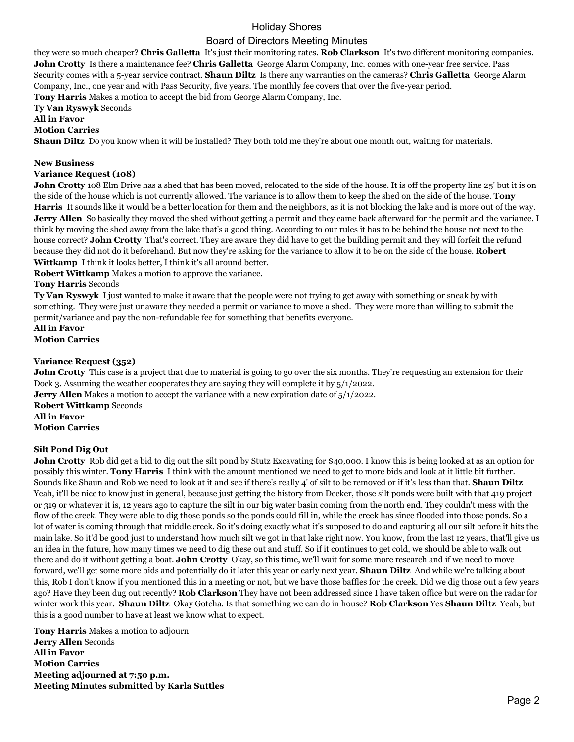they were so much cheaper? **Chris Galletta** It's just their monitoring rates. **Rob Clarkson** It's two different monitoring companies. **John Crotty** Is there a maintenance fee? **Chris Galletta** George Alarm Company, Inc. comes with one-year free service. Pass Security comes with a 5-year service contract. **Shaun Diltz** Is there any warranties on the cameras? **Chris Galletta** George Alarm Company, Inc., one year and with Pass Security, five years. The monthly fee covers that over the five-year period.

**Tony Harris** Makes a motion to accept the bid from George Alarm Company, Inc.
**Ty Van Ryswyk** Seconds
**All in Favor**
**Motion Carries**

**Shaun Diltz** Do you know when it will be installed? They both told me they're about one month out, waiting for materials.

## New Business

### Variance Request (108)

**John Crotty** 108 Elm Drive has a shed that has been moved, relocated to the side of the house. It is off the property line 25' but it is on the side of the house which is not currently allowed. The variance is to allow them to keep the shed on the side of the house. **Tony Harris** It sounds like it would be a better location for them and the neighbors, as it is not blocking the lake and is more out of the way. **Jerry Allen** So basically they moved the shed without getting a permit and they came back afterward for the permit and the variance. I think by moving the shed away from the lake that's a good thing. According to our rules it has to be behind the house not next to the house correct? **John Crotty** That's correct. They are aware they did have to get the building permit and they will forfeit the refund because they did not do it beforehand. But now they're asking for the variance to allow it to be on the side of the house. **Robert Wittkamp** I think it looks better, I think it's all around better.

**Robert Wittkamp** Makes a motion to approve the variance.
**Tony Harris** Seconds

**Ty Van Ryswyk** I just wanted to make it aware that the people were not trying to get away with something or sneak by with something. They were just unaware they needed a permit or variance to move a shed. They were more than willing to submit the permit/variance and pay the non-refundable fee for something that benefits everyone.

**All in Favor**
**Motion Carries**

### Variance Request (352)

**John Crotty** This case is a project that due to material is going to go over the six months. They're requesting an extension for their Dock 3. Assuming the weather cooperates they are saying they will complete it by 5/1/2022.

**Jerry Allen** Makes a motion to accept the variance with a new expiration date of 5/1/2022.
**Robert Wittkamp** Seconds
**All in Favor**
**Motion Carries**

### Silt Pond Dig Out

**John Crotty** Rob did get a bid to dig out the silt pond by Stutz Excavating for $40,000. I know this is being looked at as an option for possibly this winter. **Tony Harris** I think with the amount mentioned we need to get to more bids and look at it little bit further. Sounds like Shaun and Rob we need to look at it and see if there's really 4' of silt to be removed or if it's less than that. **Shaun Diltz** Yeah, it'll be nice to know just in general, because just getting the history from Decker, those silt ponds were built with that 419 project or 319 or whatever it is, 12 years ago to capture the silt in our big water basin coming from the north end. They couldn't mess with the flow of the creek. They were able to dig those ponds so the ponds could fill in, while the creek has since flooded into those ponds. So a lot of water is coming through that middle creek. So it's doing exactly what it's supposed to do and capturing all our silt before it hits the main lake. So it'd be good just to understand how much silt we got in that lake right now. You know, from the last 12 years, that'll give us an idea in the future, how many times we need to dig these out and stuff. So if it continues to get cold, we should be able to walk out there and do it without getting a boat. **John Crotty** Okay, so this time, we'll wait for some more research and if we need to move forward, we'll get some more bids and potentially do it later this year or early next year. **Shaun Diltz** And while we're talking about this, Rob I don't know if you mentioned this in a meeting or not, but we have those baffles for the creek. Did we dig those out a few years ago? Have they been dug out recently? **Rob Clarkson** They have not been addressed since I have taken office but were on the radar for winter work this year. **Shaun Diltz** Okay Gotcha. Is that something we can do in house? **Rob Clarkson** Yes **Shaun Diltz** Yeah, but this is a good number to have at least we know what to expect.

**Tony Harris** Makes a motion to adjourn
**Jerry Allen** Seconds
**All in Favor**
**Motion Carries**
**Meeting adjourned at 7:50 p.m.**
**Meeting Minutes submitted by Karla Suttles**